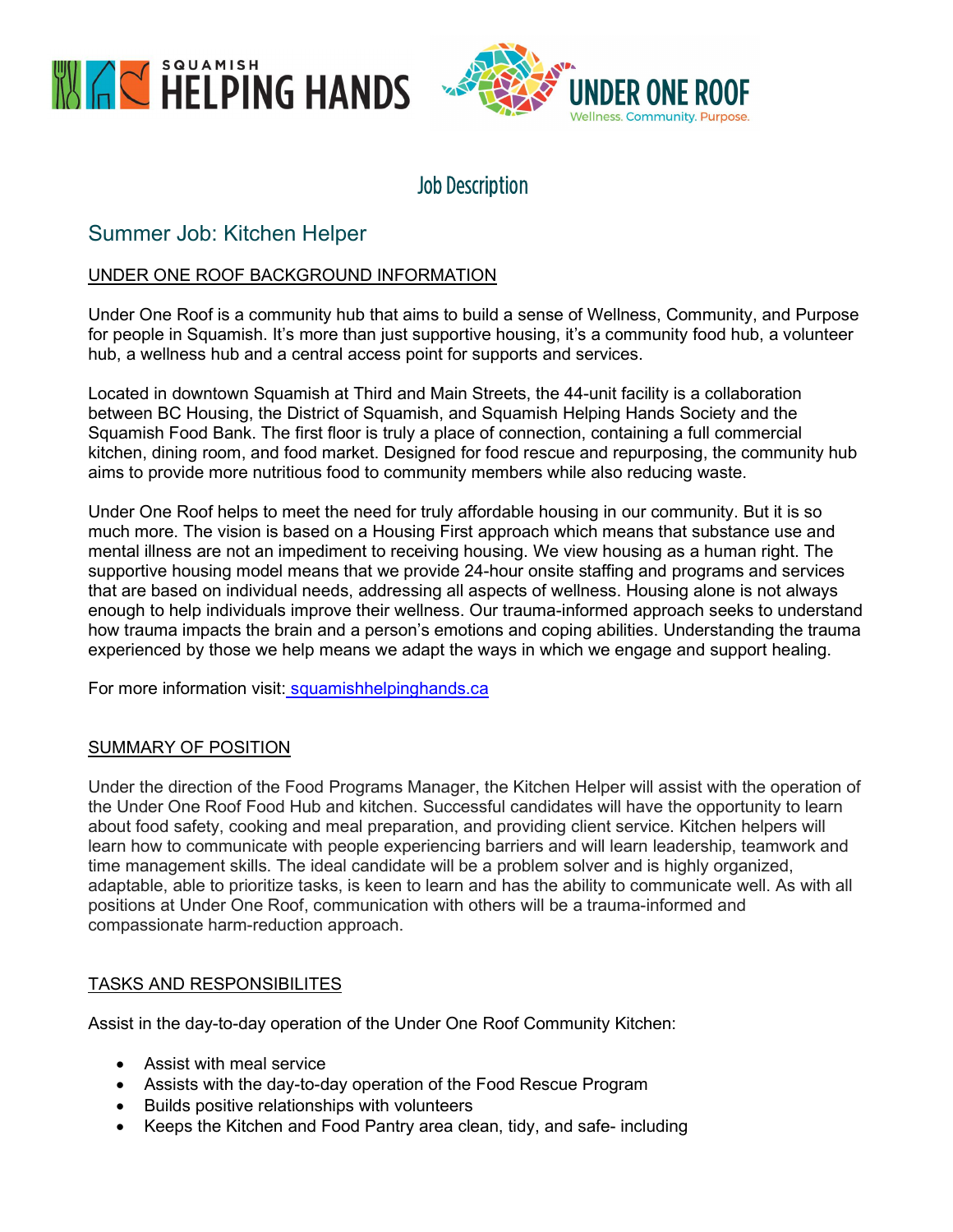SQUAMISH HELPING HANDS

UNDER ONE ROOF
Wellness. Community. Purpose.

# Job Description

## Summer Job: Kitchen Helper

### UNDER ONE ROOF BACKGROUND INFORMATION

Under One Roof is a community hub that aims to build a sense of Wellness, Community, and Purpose for people in Squamish. It's more than just supportive housing, it's a community food hub, a volunteer hub, a wellness hub and a central access point for supports and services.

Located in downtown Squamish at Third and Main Streets, the 44-unit facility is a collaboration between BC Housing, the District of Squamish, and Squamish Helping Hands Society and the Squamish Food Bank. The first floor is truly a place of connection, containing a full commercial kitchen, dining room, and food market. Designed for food rescue and repurposing, the community hub aims to provide more nutritious food to community members while also reducing waste.

Under One Roof helps to meet the need for truly affordable housing in our community. But it is so much more. The vision is based on a Housing First approach which means that substance use and mental illness are not an impediment to receiving housing. We view housing as a human right. The supportive housing model means that we provide 24-hour onsite staffing and programs and services that are based on individual needs, addressing all aspects of wellness. Housing alone is not always enough to help individuals improve their wellness. Our trauma-informed approach seeks to understand how trauma impacts the brain and a person's emotions and coping abilities. Understanding the trauma experienced by those we help means we adapt the ways in which we engage and support healing.

For more information visit: squamishhelpinghands.ca

### SUMMARY OF POSITION

Under the direction of the Food Programs Manager, the Kitchen Helper will assist with the operation of the Under One Roof Food Hub and kitchen. Successful candidates will have the opportunity to learn about food safety, cooking and meal preparation, and providing client service. Kitchen helpers will learn how to communicate with people experiencing barriers and will learn leadership, teamwork and time management skills. The ideal candidate will be a problem solver and is highly organized, adaptable, able to prioritize tasks, is keen to learn and has the ability to communicate well. As with all positions at Under One Roof, communication with others will be a trauma-informed and compassionate harm-reduction approach.

### TASKS AND RESPONSIBILITES

Assist in the day-to-day operation of the Under One Roof Community Kitchen:

- Assist with meal service
- Assists with the day-to-day operation of the Food Rescue Program
- Builds positive relationships with volunteers
- Keeps the Kitchen and Food Pantry area clean, tidy, and safe- including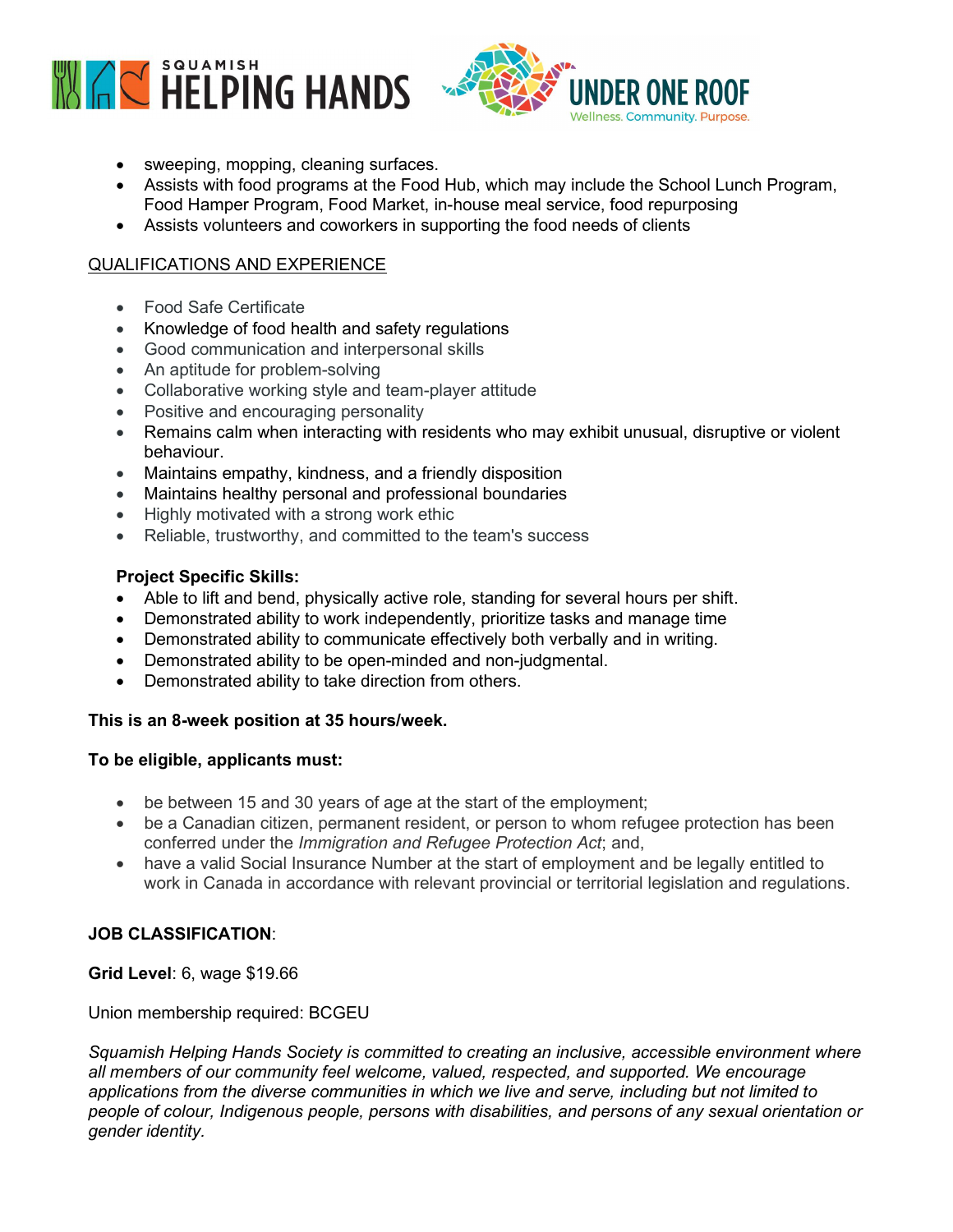- sweeping, mopping, cleaning surfaces.
- Assists with food programs at the Food Hub, which may include the School Lunch Program, Food Hamper Program, Food Market, in-house meal service, food repurposing
- Assists volunteers and coworkers in supporting the food needs of clients

## QUALIFICATIONS AND EXPERIENCE

- Food Safe Certificate
- Knowledge of food health and safety regulations
- Good communication and interpersonal skills
- An aptitude for problem-solving
- Collaborative working style and team-player attitude
- Positive and encouraging personality
- Remains calm when interacting with residents who may exhibit unusual, disruptive or violent behaviour.
- Maintains empathy, kindness, and a friendly disposition
- Maintains healthy personal and professional boundaries
- Highly motivated with a strong work ethic
- Reliable, trustworthy, and committed to the team's success

**Project Specific Skills:**

- Able to lift and bend, physically active role, standing for several hours per shift.
- Demonstrated ability to work independently, prioritize tasks and manage time
- Demonstrated ability to communicate effectively both verbally and in writing.
- Demonstrated ability to be open-minded and non-judgmental.
- Demonstrated ability to take direction from others.

**This is an 8-week position at 35 hours/week.**

**To be eligible, applicants must:**

- be between 15 and 30 years of age at the start of the employment;
- be a Canadian citizen, permanent resident, or person to whom refugee protection has been conferred under the *Immigration and Refugee Protection Act*; and,
- have a valid Social Insurance Number at the start of employment and be legally entitled to work in Canada in accordance with relevant provincial or territorial legislation and regulations.

**JOB CLASSIFICATION**:

**Grid Level**: 6, wage $19.66

Union membership required: BCGEU

*Squamish Helping Hands Society is committed to creating an inclusive, accessible environment where all members of our community feel welcome, valued, respected, and supported. We encourage applications from the diverse communities in which we live and serve, including but not limited to people of colour, Indigenous people, persons with disabilities, and persons of any sexual orientation or gender identity.*